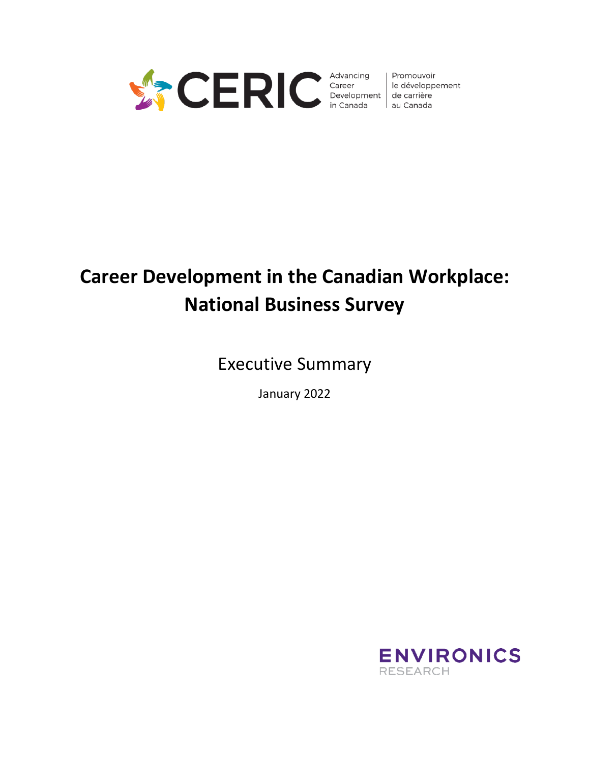CERIC Advancing Career Development in Canada | Promouvoir le développement de carrière au Canada

# Career Development in the Canadian Workplace: National Business Survey

## Executive Summary

January 2022

ENVIRONICS RESEARCH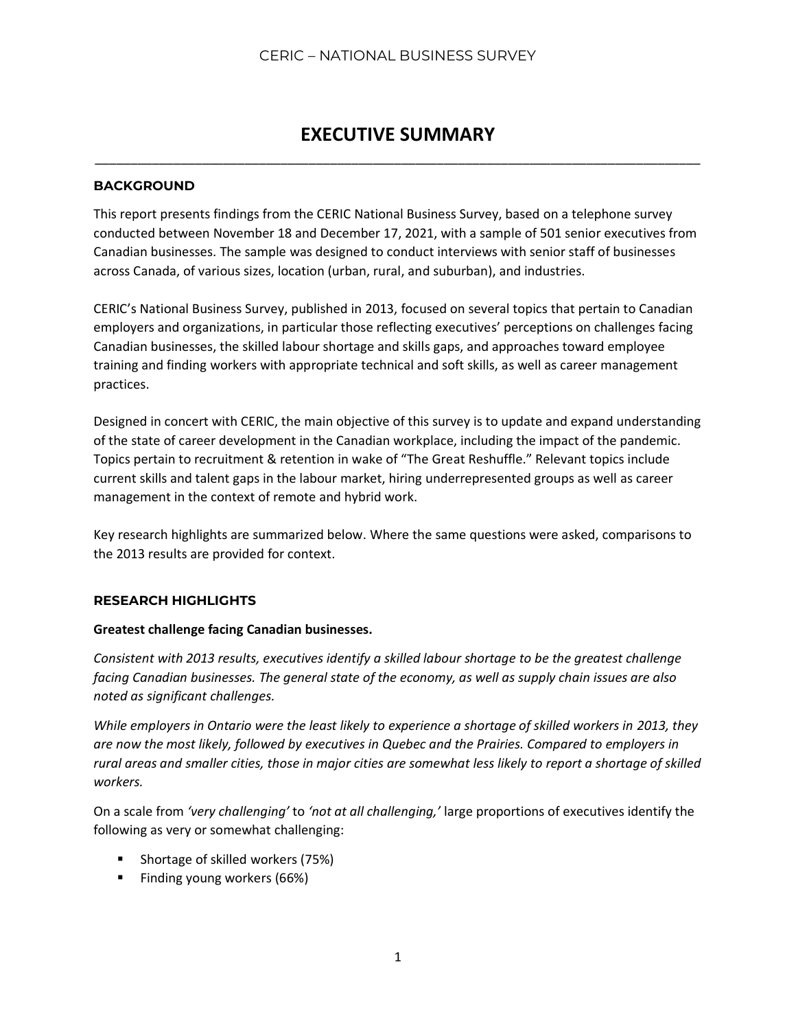# EXECUTIVE SUMMARY

## BACKGROUND

This report presents findings from the CERIC National Business Survey, based on a telephone survey conducted between November 18 and December 17, 2021, with a sample of 501 senior executives from Canadian businesses. The sample was designed to conduct interviews with senior staff of businesses across Canada, of various sizes, location (urban, rural, and suburban), and industries.

CERIC's National Business Survey, published in 2013, focused on several topics that pertain to Canadian employers and organizations, in particular those reflecting executives' perceptions on challenges facing Canadian businesses, the skilled labour shortage and skills gaps, and approaches toward employee training and finding workers with appropriate technical and soft skills, as well as career management practices.

Designed in concert with CERIC, the main objective of this survey is to update and expand understanding of the state of career development in the Canadian workplace, including the impact of the pandemic. Topics pertain to recruitment & retention in wake of "The Great Reshuffle." Relevant topics include current skills and talent gaps in the labour market, hiring underrepresented groups as well as career management in the context of remote and hybrid work.

Key research highlights are summarized below. Where the same questions were asked, comparisons to the 2013 results are provided for context.

## RESEARCH HIGHLIGHTS

**Greatest challenge facing Canadian businesses.**

*Consistent with 2013 results, executives identify a skilled labour shortage to be the greatest challenge facing Canadian businesses. The general state of the economy, as well as supply chain issues are also noted as significant challenges.*

*While employers in Ontario were the least likely to experience a shortage of skilled workers in 2013, they are now the most likely, followed by executives in Quebec and the Prairies. Compared to employers in rural areas and smaller cities, those in major cities are somewhat less likely to report a shortage of skilled workers.*

On a scale from *'very challenging'* to *'not at all challenging,'* large proportions of executives identify the following as very or somewhat challenging:

- Shortage of skilled workers (75%)
- Finding young workers (66%)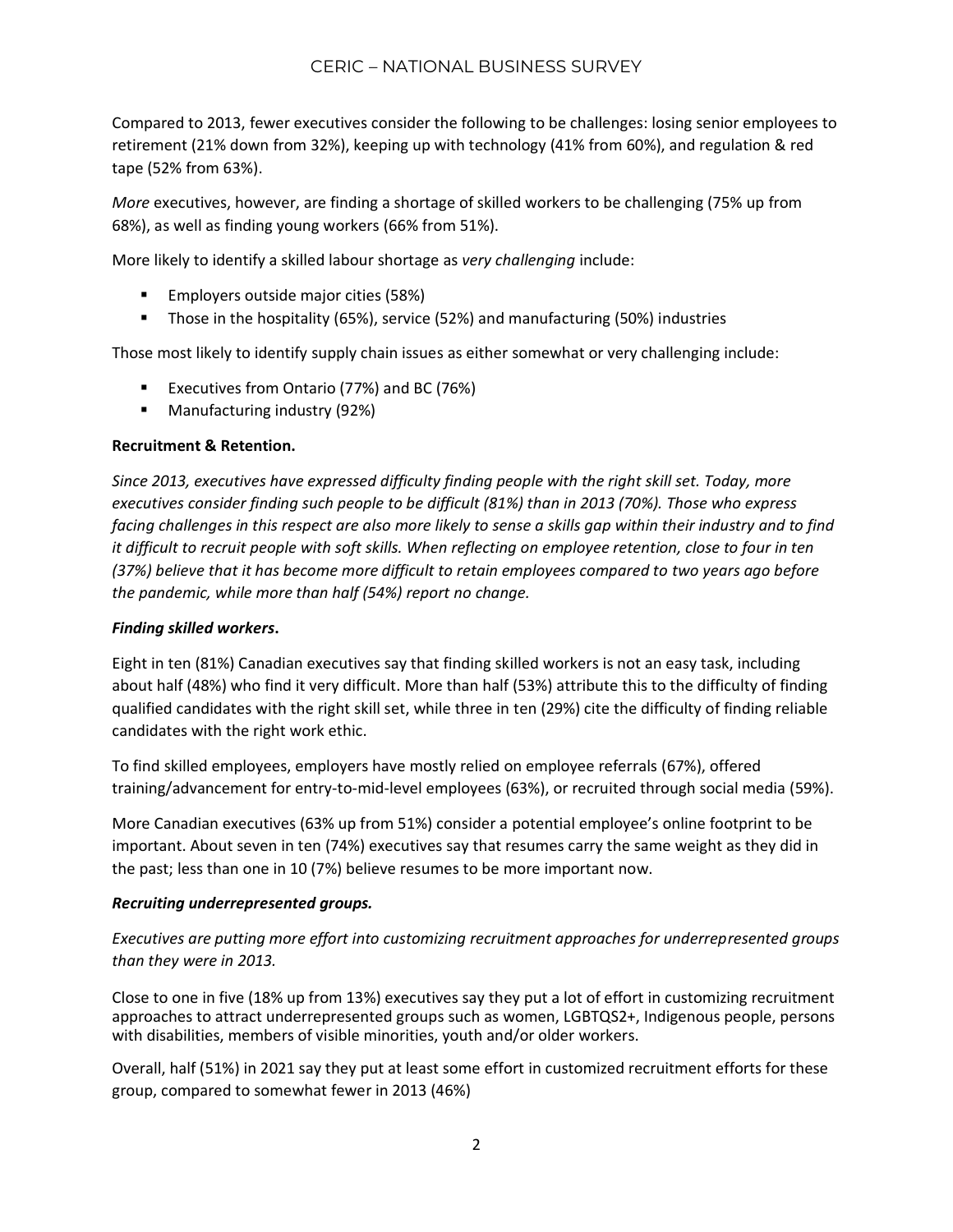Compared to 2013, fewer executives consider the following to be challenges: losing senior employees to retirement (21% down from 32%), keeping up with technology (41% from 60%), and regulation & red tape (52% from 63%).

*More* executives, however, are finding a shortage of skilled workers to be challenging (75% up from 68%), as well as finding young workers (66% from 51%).

More likely to identify a skilled labour shortage as *very challenging* include:

- Employers outside major cities (58%)
- Those in the hospitality (65%), service (52%) and manufacturing (50%) industries

Those most likely to identify supply chain issues as either somewhat or very challenging include:

- Executives from Ontario (77%) and BC (76%)
- Manufacturing industry (92%)

**Recruitment & Retention.**

*Since 2013, executives have expressed difficulty finding people with the right skill set. Today, more executives consider finding such people to be difficult (81%) than in 2013 (70%). Those who express facing challenges in this respect are also more likely to sense a skills gap within their industry and to find it difficult to recruit people with soft skills. When reflecting on employee retention, close to four in ten (37%) believe that it has become more difficult to retain employees compared to two years ago before the pandemic, while more than half (54%) report no change.*

***Finding skilled workers*.**

Eight in ten (81%) Canadian executives say that finding skilled workers is not an easy task, including about half (48%) who find it very difficult. More than half (53%) attribute this to the difficulty of finding qualified candidates with the right skill set, while three in ten (29%) cite the difficulty of finding reliable candidates with the right work ethic.

To find skilled employees, employers have mostly relied on employee referrals (67%), offered training/advancement for entry-to-mid-level employees (63%), or recruited through social media (59%).

More Canadian executives (63% up from 51%) consider a potential employee's online footprint to be important. About seven in ten (74%) executives say that resumes carry the same weight as they did in the past; less than one in 10 (7%) believe resumes to be more important now.

***Recruiting underrepresented groups.***

*Executives are putting more effort into customizing recruitment approaches for underrepresented groups than they were in 2013.*

Close to one in five (18% up from 13%) executives say they put a lot of effort in customizing recruitment approaches to attract underrepresented groups such as women, LGBTQS2+, Indigenous people, persons with disabilities, members of visible minorities, youth and/or older workers.

Overall, half (51%) in 2021 say they put at least some effort in customized recruitment efforts for these group, compared to somewhat fewer in 2013 (46%)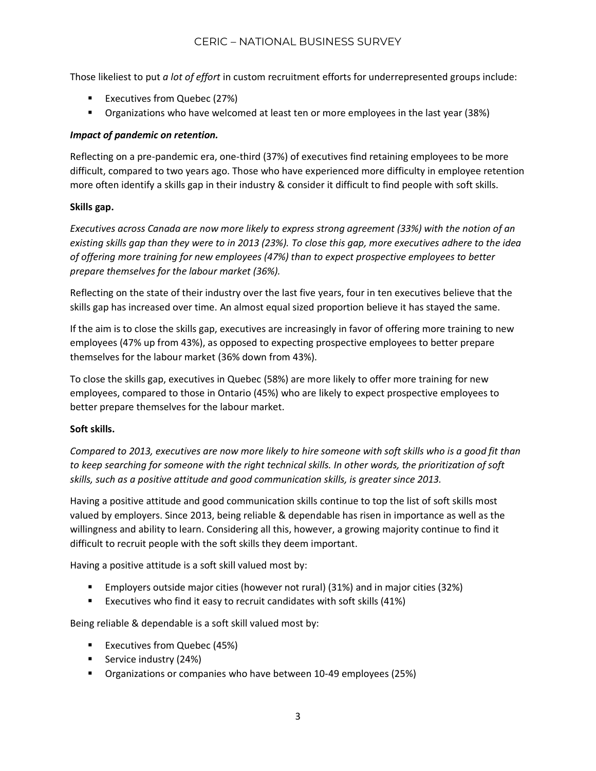Those likeliest to put *a lot of effort* in custom recruitment efforts for underrepresented groups include:

- Executives from Quebec (27%)
- Organizations who have welcomed at least ten or more employees in the last year (38%)

***Impact of pandemic on retention.***

Reflecting on a pre-pandemic era, one-third (37%) of executives find retaining employees to be more difficult, compared to two years ago. Those who have experienced more difficulty in employee retention more often identify a skills gap in their industry & consider it difficult to find people with soft skills.

**Skills gap.**

*Executives across Canada are now more likely to express strong agreement (33%) with the notion of an existing skills gap than they were to in 2013 (23%). To close this gap, more executives adhere to the idea of offering more training for new employees (47%) than to expect prospective employees to better prepare themselves for the labour market (36%).*

Reflecting on the state of their industry over the last five years, four in ten executives believe that the skills gap has increased over time. An almost equal sized proportion believe it has stayed the same.

If the aim is to close the skills gap, executives are increasingly in favor of offering more training to new employees (47% up from 43%), as opposed to expecting prospective employees to better prepare themselves for the labour market (36% down from 43%).

To close the skills gap, executives in Quebec (58%) are more likely to offer more training for new employees, compared to those in Ontario (45%) who are likely to expect prospective employees to better prepare themselves for the labour market.

**Soft skills.**

*Compared to 2013, executives are now more likely to hire someone with soft skills who is a good fit than to keep searching for someone with the right technical skills. In other words, the prioritization of soft skills, such as a positive attitude and good communication skills, is greater since 2013.*

Having a positive attitude and good communication skills continue to top the list of soft skills most valued by employers. Since 2013, being reliable & dependable has risen in importance as well as the willingness and ability to learn. Considering all this, however, a growing majority continue to find it difficult to recruit people with the soft skills they deem important.

Having a positive attitude is a soft skill valued most by:

- Employers outside major cities (however not rural) (31%) and in major cities (32%)
- Executives who find it easy to recruit candidates with soft skills (41%)

Being reliable & dependable is a soft skill valued most by:

- Executives from Quebec (45%)
- Service industry (24%)
- Organizations or companies who have between 10-49 employees (25%)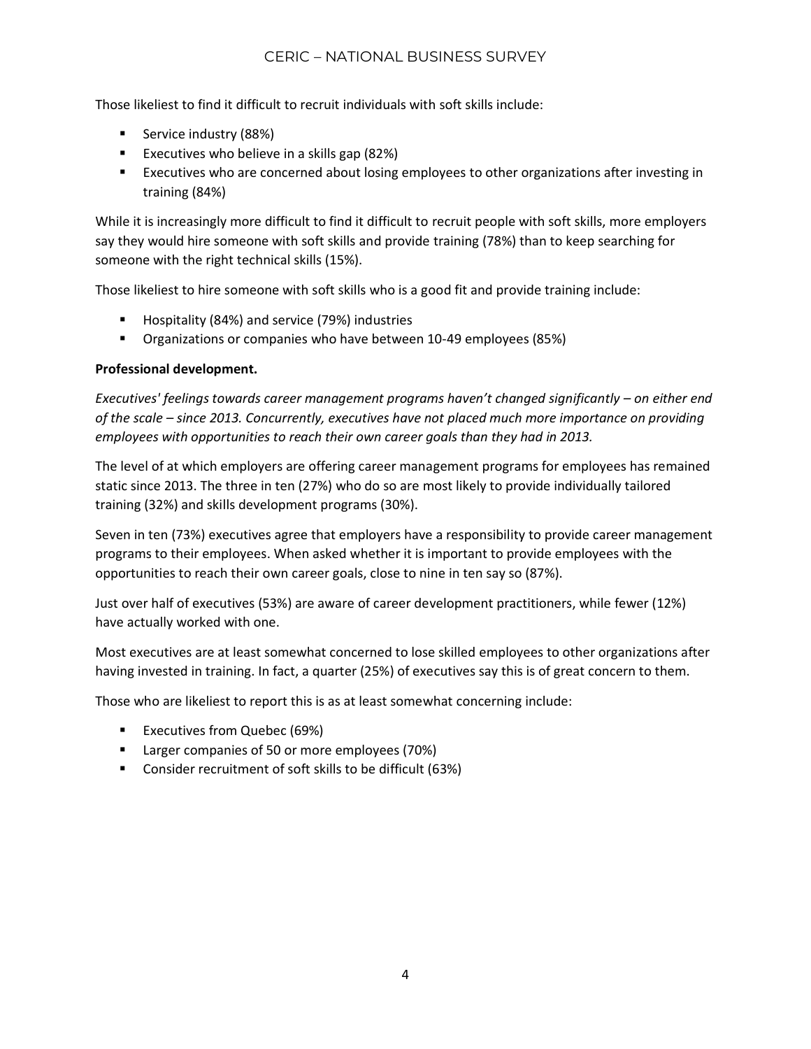Those likeliest to find it difficult to recruit individuals with soft skills include:

- Service industry (88%)
- Executives who believe in a skills gap (82%)
- Executives who are concerned about losing employees to other organizations after investing in training (84%)

While it is increasingly more difficult to find it difficult to recruit people with soft skills, more employers say they would hire someone with soft skills and provide training (78%) than to keep searching for someone with the right technical skills (15%).

Those likeliest to hire someone with soft skills who is a good fit and provide training include:

- Hospitality (84%) and service (79%) industries
- Organizations or companies who have between 10-49 employees (85%)

**Professional development.**

*Executives' feelings towards career management programs haven't changed significantly – on either end of the scale – since 2013. Concurrently, executives have not placed much more importance on providing employees with opportunities to reach their own career goals than they had in 2013.*

The level of at which employers are offering career management programs for employees has remained static since 2013. The three in ten (27%) who do so are most likely to provide individually tailored training (32%) and skills development programs (30%).

Seven in ten (73%) executives agree that employers have a responsibility to provide career management programs to their employees. When asked whether it is important to provide employees with the opportunities to reach their own career goals, close to nine in ten say so (87%).

Just over half of executives (53%) are aware of career development practitioners, while fewer (12%) have actually worked with one.

Most executives are at least somewhat concerned to lose skilled employees to other organizations after having invested in training. In fact, a quarter (25%) of executives say this is of great concern to them.

Those who are likeliest to report this is as at least somewhat concerning include:

- Executives from Quebec (69%)
- Larger companies of 50 or more employees (70%)
- Consider recruitment of soft skills to be difficult (63%)